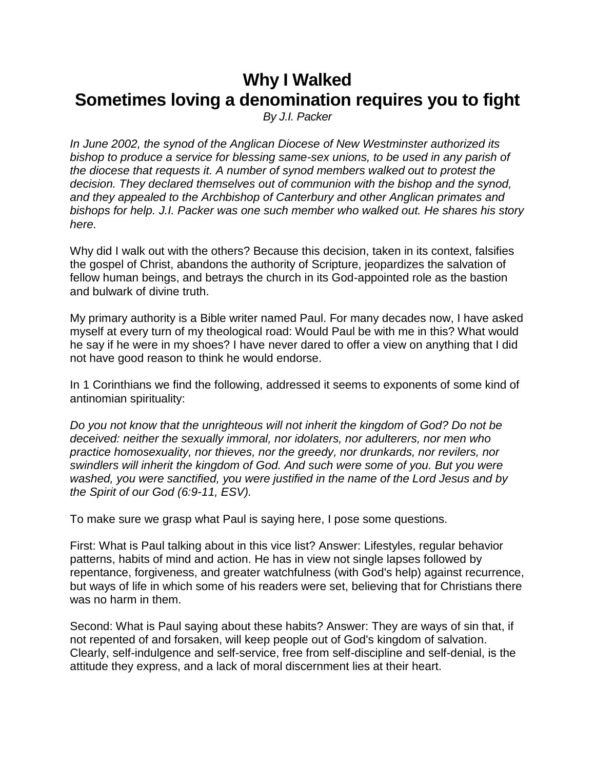# Why I Walked

## Sometimes loving a denomination requires you to fight

*By J.I. Packer*

*In June 2002, the synod of the Anglican Diocese of New Westminster authorized its bishop to produce a service for blessing same-sex unions, to be used in any parish of the diocese that requests it. A number of synod members walked out to protest the decision. They declared themselves out of communion with the bishop and the synod, and they appealed to the Archbishop of Canterbury and other Anglican primates and bishops for help. J.I. Packer was one such member who walked out. He shares his story here.*

Why did I walk out with the others? Because this decision, taken in its context, falsifies the gospel of Christ, abandons the authority of Scripture, jeopardizes the salvation of fellow human beings, and betrays the church in its God-appointed role as the bastion and bulwark of divine truth.

My primary authority is a Bible writer named Paul. For many decades now, I have asked myself at every turn of my theological road: Would Paul be with me in this? What would he say if he were in my shoes? I have never dared to offer a view on anything that I did not have good reason to think he would endorse.

In 1 Corinthians we find the following, addressed it seems to exponents of some kind of antinomian spirituality:

*Do you not know that the unrighteous will not inherit the kingdom of God? Do not be deceived: neither the sexually immoral, nor idolaters, nor adulterers, nor men who practice homosexuality, nor thieves, nor the greedy, nor drunkards, nor revilers, nor swindlers will inherit the kingdom of God. And such were some of you. But you were washed, you were sanctified, you were justified in the name of the Lord Jesus and by the Spirit of our God (6:9-11, ESV).*

To make sure we grasp what Paul is saying here, I pose some questions.

First: What is Paul talking about in this vice list? Answer: Lifestyles, regular behavior patterns, habits of mind and action. He has in view not single lapses followed by repentance, forgiveness, and greater watchfulness (with God's help) against recurrence, but ways of life in which some of his readers were set, believing that for Christians there was no harm in them.

Second: What is Paul saying about these habits? Answer: They are ways of sin that, if not repented of and forsaken, will keep people out of God's kingdom of salvation. Clearly, self-indulgence and self-service, free from self-discipline and self-denial, is the attitude they express, and a lack of moral discernment lies at their heart.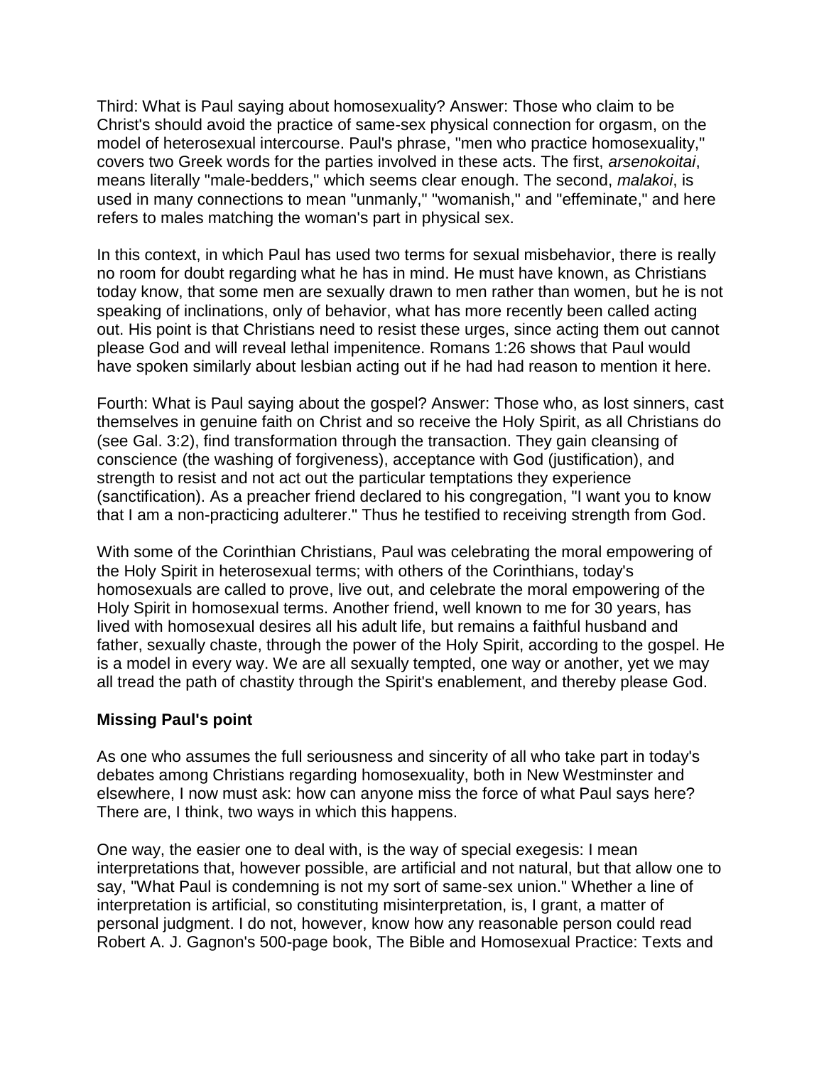Third: What is Paul saying about homosexuality? Answer: Those who claim to be Christ's should avoid the practice of same-sex physical connection for orgasm, on the model of heterosexual intercourse. Paul's phrase, "men who practice homosexuality," covers two Greek words for the parties involved in these acts. The first, *arsenokoitai*, means literally "male-bedders," which seems clear enough. The second, *malakoi*, is used in many connections to mean "unmanly," "womanish," and "effeminate," and here refers to males matching the woman's part in physical sex.

In this context, in which Paul has used two terms for sexual misbehavior, there is really no room for doubt regarding what he has in mind. He must have known, as Christians today know, that some men are sexually drawn to men rather than women, but he is not speaking of inclinations, only of behavior, what has more recently been called acting out. His point is that Christians need to resist these urges, since acting them out cannot please God and will reveal lethal impenitence. Romans 1:26 shows that Paul would have spoken similarly about lesbian acting out if he had had reason to mention it here.

Fourth: What is Paul saying about the gospel? Answer: Those who, as lost sinners, cast themselves in genuine faith on Christ and so receive the Holy Spirit, as all Christians do (see Gal. 3:2), find transformation through the transaction. They gain cleansing of conscience (the washing of forgiveness), acceptance with God (justification), and strength to resist and not act out the particular temptations they experience (sanctification). As a preacher friend declared to his congregation, "I want you to know that I am a non-practicing adulterer." Thus he testified to receiving strength from God.

With some of the Corinthian Christians, Paul was celebrating the moral empowering of the Holy Spirit in heterosexual terms; with others of the Corinthians, today's homosexuals are called to prove, live out, and celebrate the moral empowering of the Holy Spirit in homosexual terms. Another friend, well known to me for 30 years, has lived with homosexual desires all his adult life, but remains a faithful husband and father, sexually chaste, through the power of the Holy Spirit, according to the gospel. He is a model in every way. We are all sexually tempted, one way or another, yet we may all tread the path of chastity through the Spirit's enablement, and thereby please God.

**Missing Paul's point**

As one who assumes the full seriousness and sincerity of all who take part in today's debates among Christians regarding homosexuality, both in New Westminster and elsewhere, I now must ask: how can anyone miss the force of what Paul says here? There are, I think, two ways in which this happens.

One way, the easier one to deal with, is the way of special exegesis: I mean interpretations that, however possible, are artificial and not natural, but that allow one to say, "What Paul is condemning is not my sort of same-sex union." Whether a line of interpretation is artificial, so constituting misinterpretation, is, I grant, a matter of personal judgment. I do not, however, know how any reasonable person could read Robert A. J. Gagnon's 500-page book, The Bible and Homosexual Practice: Texts and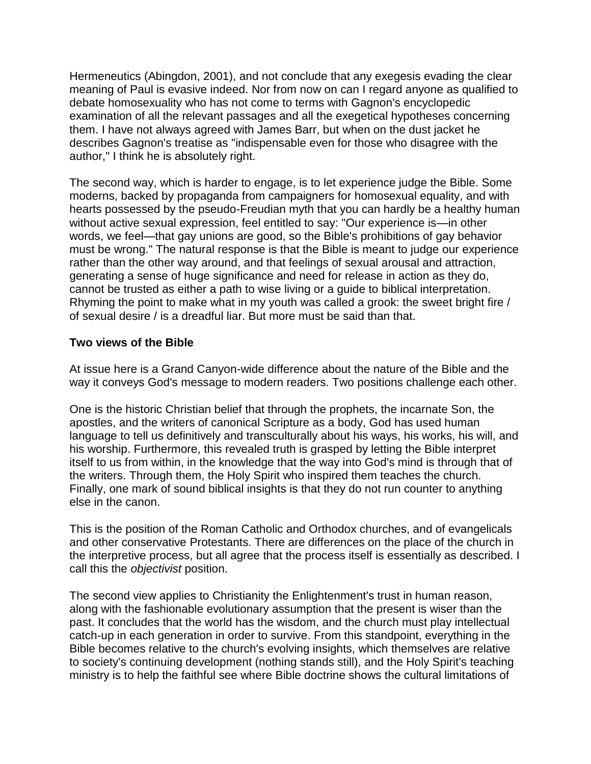Hermeneutics (Abingdon, 2001), and not conclude that any exegesis evading the clear meaning of Paul is evasive indeed. Nor from now on can I regard anyone as qualified to debate homosexuality who has not come to terms with Gagnon's encyclopedic examination of all the relevant passages and all the exegetical hypotheses concerning them. I have not always agreed with James Barr, but when on the dust jacket he describes Gagnon's treatise as "indispensable even for those who disagree with the author," I think he is absolutely right.

The second way, which is harder to engage, is to let experience judge the Bible. Some moderns, backed by propaganda from campaigners for homosexual equality, and with hearts possessed by the pseudo-Freudian myth that you can hardly be a healthy human without active sexual expression, feel entitled to say: "Our experience is—in other words, we feel—that gay unions are good, so the Bible's prohibitions of gay behavior must be wrong." The natural response is that the Bible is meant to judge our experience rather than the other way around, and that feelings of sexual arousal and attraction, generating a sense of huge significance and need for release in action as they do, cannot be trusted as either a path to wise living or a guide to biblical interpretation. Rhyming the point to make what in my youth was called a grook: the sweet bright fire / of sexual desire / is a dreadful liar. But more must be said than that.

**Two views of the Bible**

At issue here is a Grand Canyon-wide difference about the nature of the Bible and the way it conveys God's message to modern readers. Two positions challenge each other.

One is the historic Christian belief that through the prophets, the incarnate Son, the apostles, and the writers of canonical Scripture as a body, God has used human language to tell us definitively and transculturally about his ways, his works, his will, and his worship. Furthermore, this revealed truth is grasped by letting the Bible interpret itself to us from within, in the knowledge that the way into God's mind is through that of the writers. Through them, the Holy Spirit who inspired them teaches the church. Finally, one mark of sound biblical insights is that they do not run counter to anything else in the canon.

This is the position of the Roman Catholic and Orthodox churches, and of evangelicals and other conservative Protestants. There are differences on the place of the church in the interpretive process, but all agree that the process itself is essentially as described. I call this the *objectivist* position.

The second view applies to Christianity the Enlightenment's trust in human reason, along with the fashionable evolutionary assumption that the present is wiser than the past. It concludes that the world has the wisdom, and the church must play intellectual catch-up in each generation in order to survive. From this standpoint, everything in the Bible becomes relative to the church's evolving insights, which themselves are relative to society's continuing development (nothing stands still), and the Holy Spirit's teaching ministry is to help the faithful see where Bible doctrine shows the cultural limitations of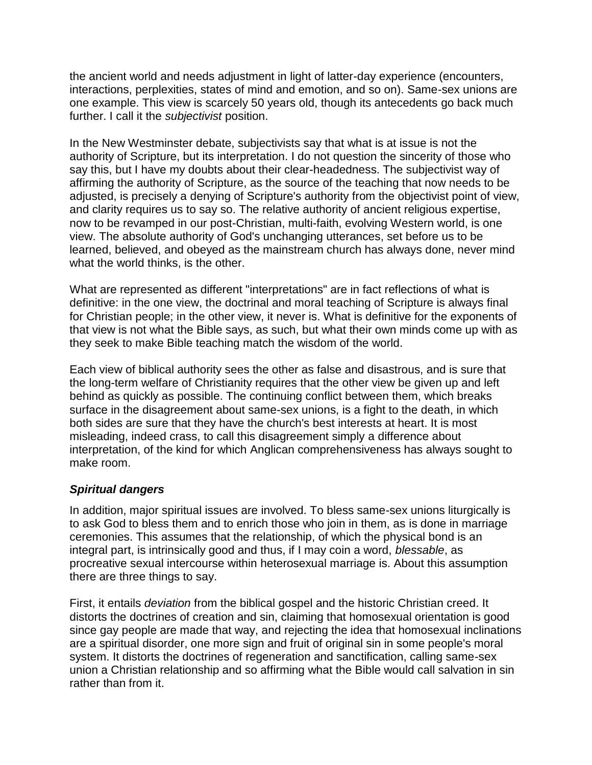the ancient world and needs adjustment in light of latter-day experience (encounters, interactions, perplexities, states of mind and emotion, and so on). Same-sex unions are one example. This view is scarcely 50 years old, though its antecedents go back much further. I call it the *subjectivist* position.

In the New Westminster debate, subjectivists say that what is at issue is not the authority of Scripture, but its interpretation. I do not question the sincerity of those who say this, but I have my doubts about their clear-headedness. The subjectivist way of affirming the authority of Scripture, as the source of the teaching that now needs to be adjusted, is precisely a denying of Scripture's authority from the objectivist point of view, and clarity requires us to say so. The relative authority of ancient religious expertise, now to be revamped in our post-Christian, multi-faith, evolving Western world, is one view. The absolute authority of God's unchanging utterances, set before us to be learned, believed, and obeyed as the mainstream church has always done, never mind what the world thinks, is the other.

What are represented as different "interpretations" are in fact reflections of what is definitive: in the one view, the doctrinal and moral teaching of Scripture is always final for Christian people; in the other view, it never is. What is definitive for the exponents of that view is not what the Bible says, as such, but what their own minds come up with as they seek to make Bible teaching match the wisdom of the world.

Each view of biblical authority sees the other as false and disastrous, and is sure that the long-term welfare of Christianity requires that the other view be given up and left behind as quickly as possible. The continuing conflict between them, which breaks surface in the disagreement about same-sex unions, is a fight to the death, in which both sides are sure that they have the church's best interests at heart. It is most misleading, indeed crass, to call this disagreement simply a difference about interpretation, of the kind for which Anglican comprehensiveness has always sought to make room.

### ***Spiritual dangers***

In addition, major spiritual issues are involved. To bless same-sex unions liturgically is to ask God to bless them and to enrich those who join in them, as is done in marriage ceremonies. This assumes that the relationship, of which the physical bond is an integral part, is intrinsically good and thus, if I may coin a word, *blessable*, as procreative sexual intercourse within heterosexual marriage is. About this assumption there are three things to say.

First, it entails *deviation* from the biblical gospel and the historic Christian creed. It distorts the doctrines of creation and sin, claiming that homosexual orientation is good since gay people are made that way, and rejecting the idea that homosexual inclinations are a spiritual disorder, one more sign and fruit of original sin in some people's moral system. It distorts the doctrines of regeneration and sanctification, calling same-sex union a Christian relationship and so affirming what the Bible would call salvation in sin rather than from it.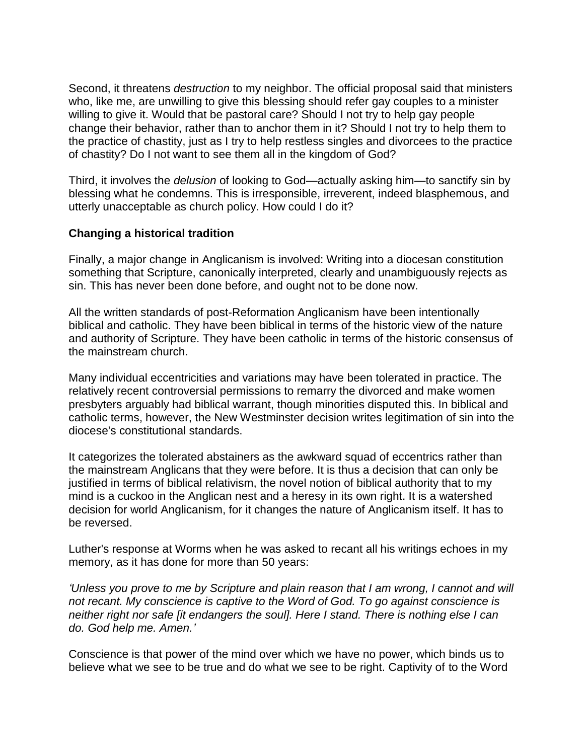Second, it threatens *destruction* to my neighbor. The official proposal said that ministers who, like me, are unwilling to give this blessing should refer gay couples to a minister willing to give it. Would that be pastoral care? Should I not try to help gay people change their behavior, rather than to anchor them in it? Should I not try to help them to the practice of chastity, just as I try to help restless singles and divorcees to the practice of chastity? Do I not want to see them all in the kingdom of God?

Third, it involves the *delusion* of looking to God—actually asking him—to sanctify sin by blessing what he condemns. This is irresponsible, irreverent, indeed blasphemous, and utterly unacceptable as church policy. How could I do it?

**Changing a historical tradition**

Finally, a major change in Anglicanism is involved: Writing into a diocesan constitution something that Scripture, canonically interpreted, clearly and unambiguously rejects as sin. This has never been done before, and ought not to be done now.

All the written standards of post-Reformation Anglicanism have been intentionally biblical and catholic. They have been biblical in terms of the historic view of the nature and authority of Scripture. They have been catholic in terms of the historic consensus of the mainstream church.

Many individual eccentricities and variations may have been tolerated in practice. The relatively recent controversial permissions to remarry the divorced and make women presbyters arguably had biblical warrant, though minorities disputed this. In biblical and catholic terms, however, the New Westminster decision writes legitimation of sin into the diocese's constitutional standards.

It categorizes the tolerated abstainers as the awkward squad of eccentrics rather than the mainstream Anglicans that they were before. It is thus a decision that can only be justified in terms of biblical relativism, the novel notion of biblical authority that to my mind is a cuckoo in the Anglican nest and a heresy in its own right. It is a watershed decision for world Anglicanism, for it changes the nature of Anglicanism itself. It has to be reversed.

Luther's response at Worms when he was asked to recant all his writings echoes in my memory, as it has done for more than 50 years:

*'Unless you prove to me by Scripture and plain reason that I am wrong, I cannot and will not recant. My conscience is captive to the Word of God. To go against conscience is neither right nor safe [it endangers the soul]. Here I stand. There is nothing else I can do. God help me. Amen.'*

Conscience is that power of the mind over which we have no power, which binds us to believe what we see to be true and do what we see to be right. Captivity of to the Word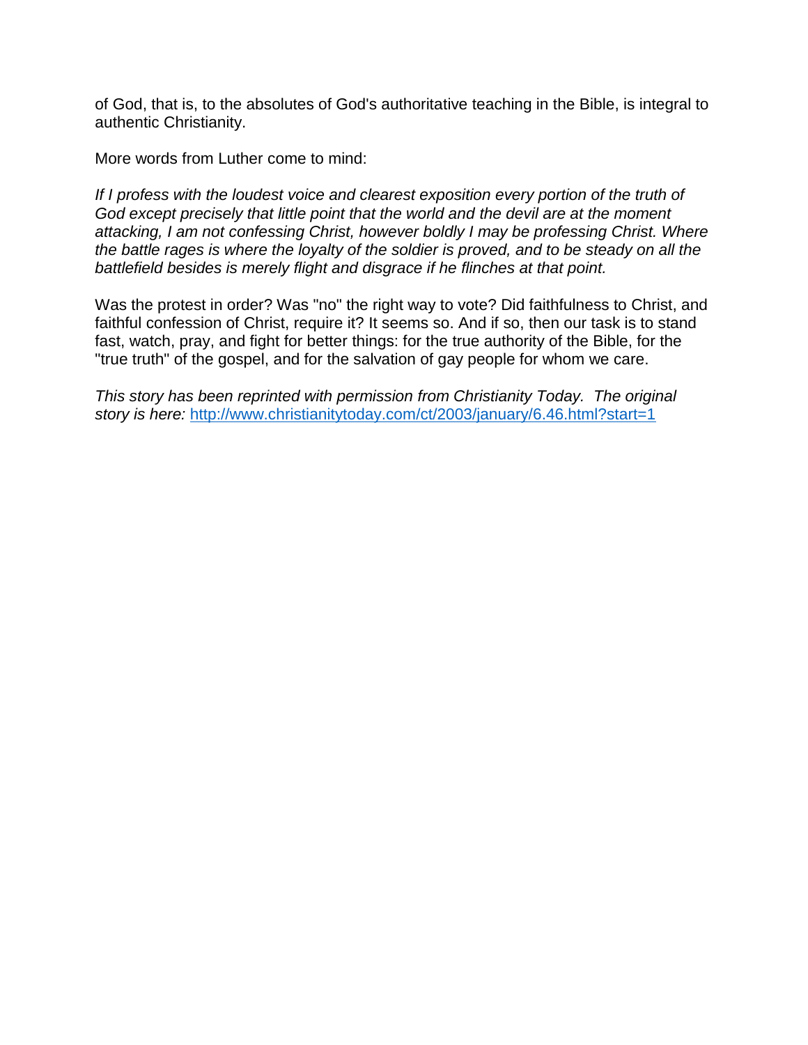of God, that is, to the absolutes of God's authoritative teaching in the Bible, is integral to authentic Christianity.

More words from Luther come to mind:

*If I profess with the loudest voice and clearest exposition every portion of the truth of God except precisely that little point that the world and the devil are at the moment attacking, I am not confessing Christ, however boldly I may be professing Christ. Where the battle rages is where the loyalty of the soldier is proved, and to be steady on all the battlefield besides is merely flight and disgrace if he flinches at that point.*

Was the protest in order? Was "no" the right way to vote? Did faithfulness to Christ, and faithful confession of Christ, require it? It seems so. And if so, then our task is to stand fast, watch, pray, and fight for better things: for the true authority of the Bible, for the "true truth" of the gospel, and for the salvation of gay people for whom we care.

*This story has been reprinted with permission from Christianity Today. The original story is here:* [http://www.christianitytoday.com/ct/2003/january/6.46.html?start=1](http://www.christianitytoday.com/ct/2003/january/6.46.html?start=1)